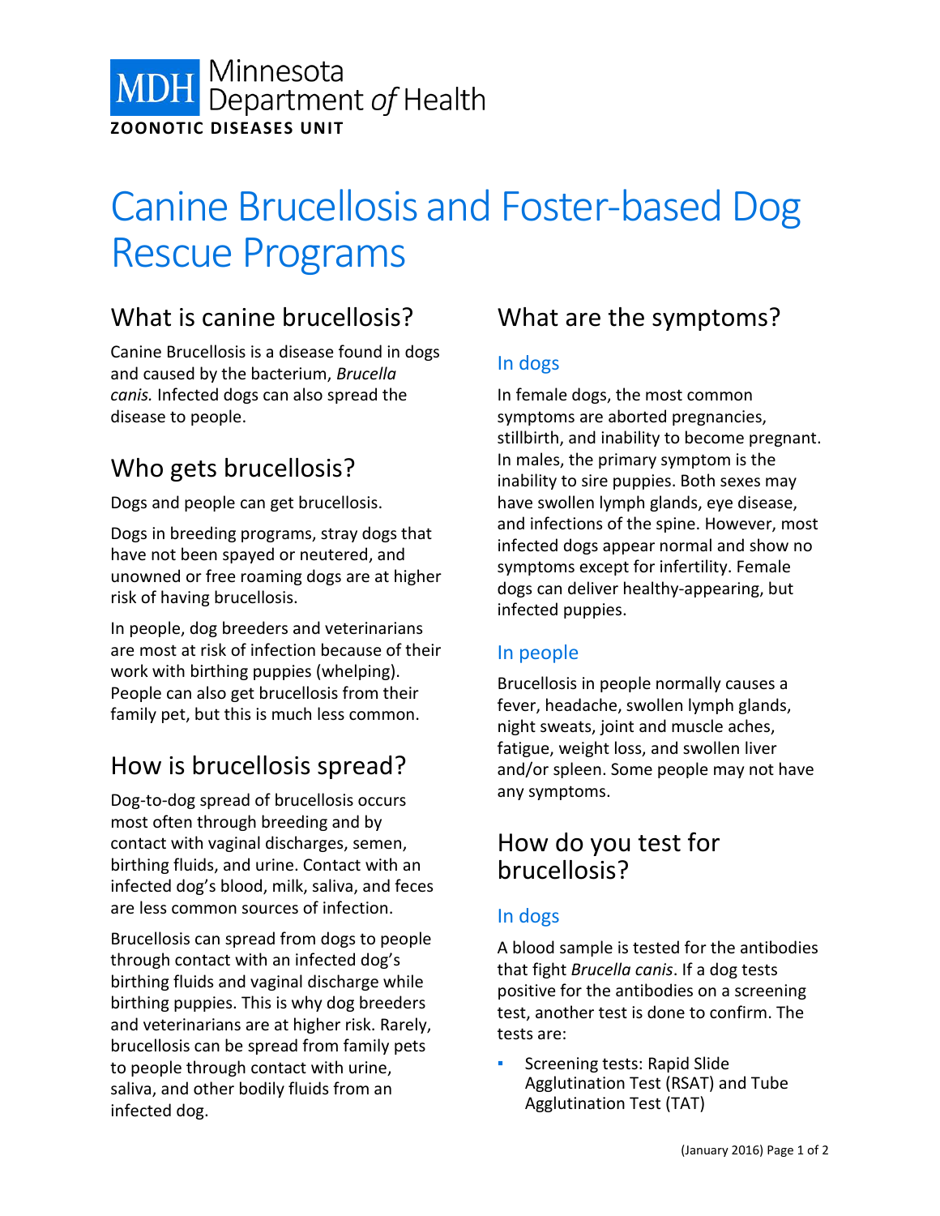Minnesota Department *of* Health

**ZOONOTIC DISEASES UNIT**

# Canine Brucellosis and Foster-based Dog Rescue Programs

## What is canine brucellosis?

Canine Brucellosis is a disease found in dogs and caused by the bacterium, *Brucella canis.* Infected dogs can also spread the disease to people.

## Who gets brucellosis?

Dogs and people can get brucellosis.

Dogs in breeding programs, stray dogs that have not been spayed or neutered, and unowned or free roaming dogs are at higher risk of having brucellosis.

In people, dog breeders and veterinarians are most at risk of infection because of their work with birthing puppies (whelping). People can also get brucellosis from their family pet, but this is much less common.

## How is brucellosis spread?

Dog-to-dog spread of brucellosis occurs most often through breeding and by contact with vaginal discharges, semen, birthing fluids, and urine. Contact with an infected dog's blood, milk, saliva, and feces are less common sources of infection.

Brucellosis can spread from dogs to people through contact with an infected dog's birthing fluids and vaginal discharge while birthing puppies. This is why dog breeders and veterinarians are at higher risk. Rarely, brucellosis can be spread from family pets to people through contact with urine, saliva, and other bodily fluids from an infected dog.

## What are the symptoms?

### In dogs

In female dogs, the most common symptoms are aborted pregnancies, stillbirth, and inability to become pregnant. In males, the primary symptom is the inability to sire puppies. Both sexes may have swollen lymph glands, eye disease, and infections of the spine. However, most infected dogs appear normal and show no symptoms except for infertility. Female dogs can deliver healthy-appearing, but infected puppies.

### In people

Brucellosis in people normally causes a fever, headache, swollen lymph glands, night sweats, joint and muscle aches, fatigue, weight loss, and swollen liver and/or spleen. Some people may not have any symptoms.

## How do you test for brucellosis?

### In dogs

A blood sample is tested for the antibodies that fight *Brucella canis*. If a dog tests positive for the antibodies on a screening test, another test is done to confirm. The tests are:

- Screening tests: Rapid Slide Agglutination Test (RSAT) and Tube Agglutination Test (TAT)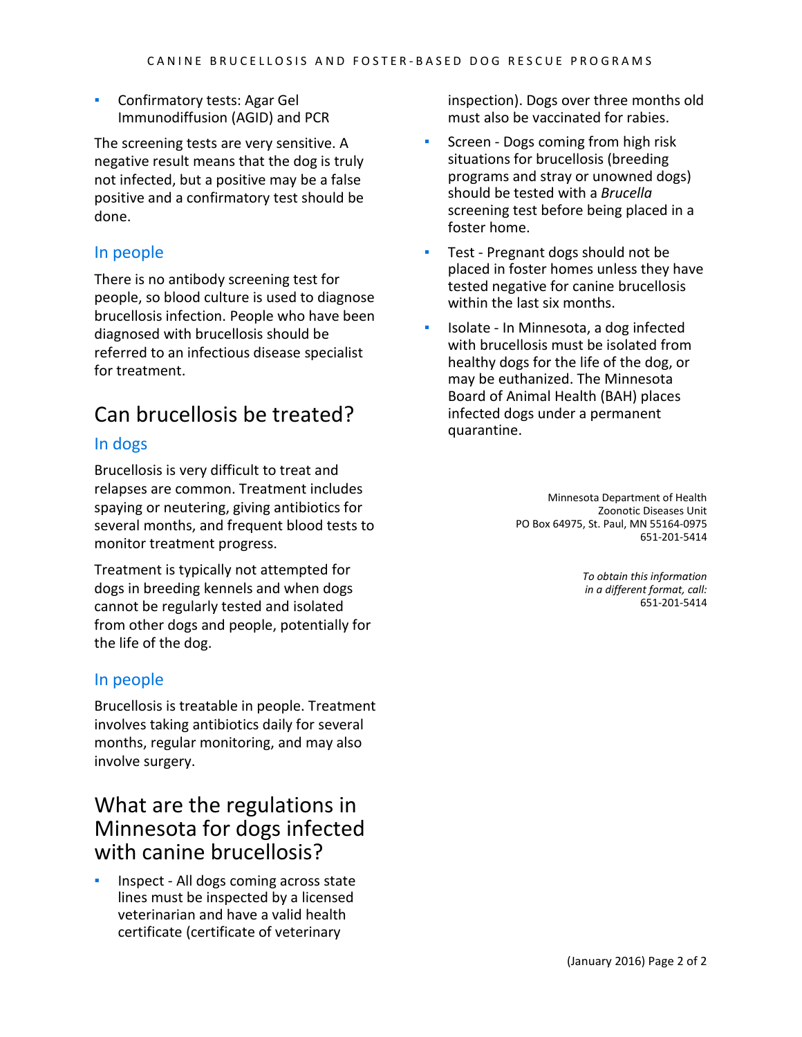- Confirmatory tests: Agar Gel Immunodiffusion (AGID) and PCR

The screening tests are very sensitive. A negative result means that the dog is truly not infected, but a positive may be a false positive and a confirmatory test should be done.

### In people

There is no antibody screening test for people, so blood culture is used to diagnose brucellosis infection. People who have been diagnosed with brucellosis should be referred to an infectious disease specialist for treatment.

## Can brucellosis be treated?

### In dogs

Brucellosis is very difficult to treat and relapses are common. Treatment includes spaying or neutering, giving antibiotics for several months, and frequent blood tests to monitor treatment progress.

Treatment is typically not attempted for dogs in breeding kennels and when dogs cannot be regularly tested and isolated from other dogs and people, potentially for the life of the dog.

### In people

Brucellosis is treatable in people. Treatment involves taking antibiotics daily for several months, regular monitoring, and may also involve surgery.

## What are the regulations in Minnesota for dogs infected with canine brucellosis?

- Inspect - All dogs coming across state lines must be inspected by a licensed veterinarian and have a valid health certificate (certificate of veterinary inspection). Dogs over three months old must also be vaccinated for rabies.
- Screen - Dogs coming from high risk situations for brucellosis (breeding programs and stray or unowned dogs) should be tested with a *Brucella* screening test before being placed in a foster home.
- Test - Pregnant dogs should not be placed in foster homes unless they have tested negative for canine brucellosis within the last six months.
- Isolate - In Minnesota, a dog infected with brucellosis must be isolated from healthy dogs for the life of the dog, or may be euthanized. The Minnesota Board of Animal Health (BAH) places infected dogs under a permanent quarantine.

Minnesota Department of Health
Zoonotic Diseases Unit
PO Box 64975, St. Paul, MN 55164-0975
651-201-5414

*To obtain this information in a different format, call:*
651-201-5414

(January 2016)